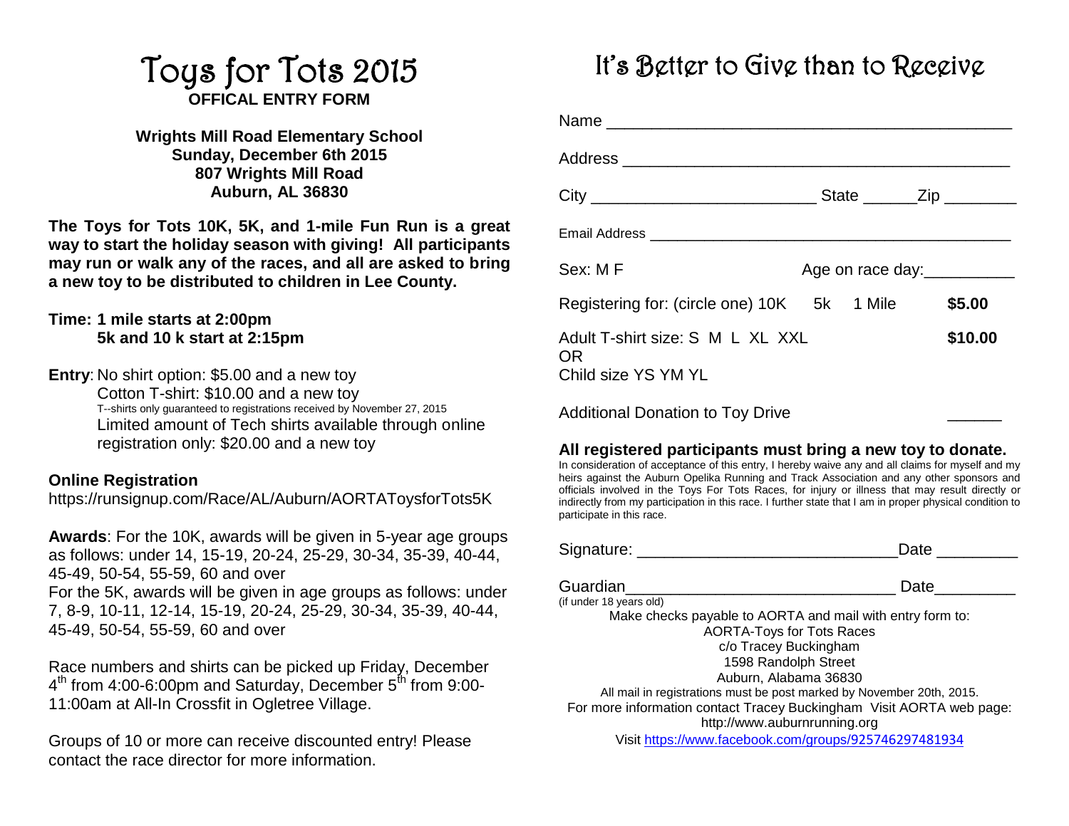# Toys for Tots 2015

**OFFICAL ENTRY FORM**

**Wrights Mill Road Elementary School**
**Sunday, December 6th 2015**
**807 Wrights Mill Road**
**Auburn, AL 36830**

**The Toys for Tots 10K, 5K, and 1-mile Fun Run is a great way to start the holiday season with giving! All participants may run or walk any of the races, and all are asked to bring a new toy to be distributed to children in Lee County.**

**Time: 1 mile starts at 2:00pm**
**5k and 10 k start at 2:15pm**

**Entry**: No shirt option: $5.00 and a new toy
Cotton T-shirt: $10.00 and a new toy
T--shirts only guaranteed to registrations received by November 27, 2015
Limited amount of Tech shirts available through online registration only: $20.00 and a new toy

**Online Registration**
https://runsignup.com/Race/AL/Auburn/AORTAToysforTots5K

**Awards**: For the 10K, awards will be given in 5-year age groups as follows: under 14, 15-19, 20-24, 25-29, 30-34, 35-39, 40-44, 45-49, 50-54, 55-59, 60 and over
For the 5K, awards will be given in age groups as follows: under 7, 8-9, 10-11, 12-14, 15-19, 20-24, 25-29, 30-34, 35-39, 40-44, 45-49, 50-54, 55-59, 60 and over

Race numbers and shirts can be picked up Friday, December 4th from 4:00-6:00pm and Saturday, December 5th from 9:00-11:00am at All-In Crossfit in Ogletree Village.

Groups of 10 or more can receive discounted entry! Please contact the race director for more information.

# It's Better to Give than to Receive

Name ____________________________________________

Address __________________________________________

City ________________________ State ______Zip ________

Email Address ____________________________________________

Sex: M F Age on race day:__________

Registering for: (circle one) 10K 5k 1 Mile **$5.00**

Adult T-shirt size: S M L XL XXL **$10.00**
OR
Child size YS YM YL

Additional Donation to Toy Drive ______

**All registered participants must bring a new toy to donate.**

In consideration of acceptance of this entry, I hereby waive any and all claims for myself and my heirs against the Auburn Opelika Running and Track Association and any other sponsors and officials involved in the Toys For Tots Races, for injury or illness that may result directly or indirectly from my participation in this race. I further state that I am in proper physical condition to participate in this race.

Signature: ____________________________Date _________

Guardian______________________________ Date_________
(if under 18 years old)

Make checks payable to AORTA and mail with entry form to:
AORTA-Toys for Tots Races
c/o Tracey Buckingham
1598 Randolph Street
Auburn, Alabama 36830

All mail in registrations must be post marked by November 20th, 2015.
For more information contact Tracey Buckingham Visit AORTA web page: http://www.auburnrunning.org
Visit https://www.facebook.com/groups/925746297481934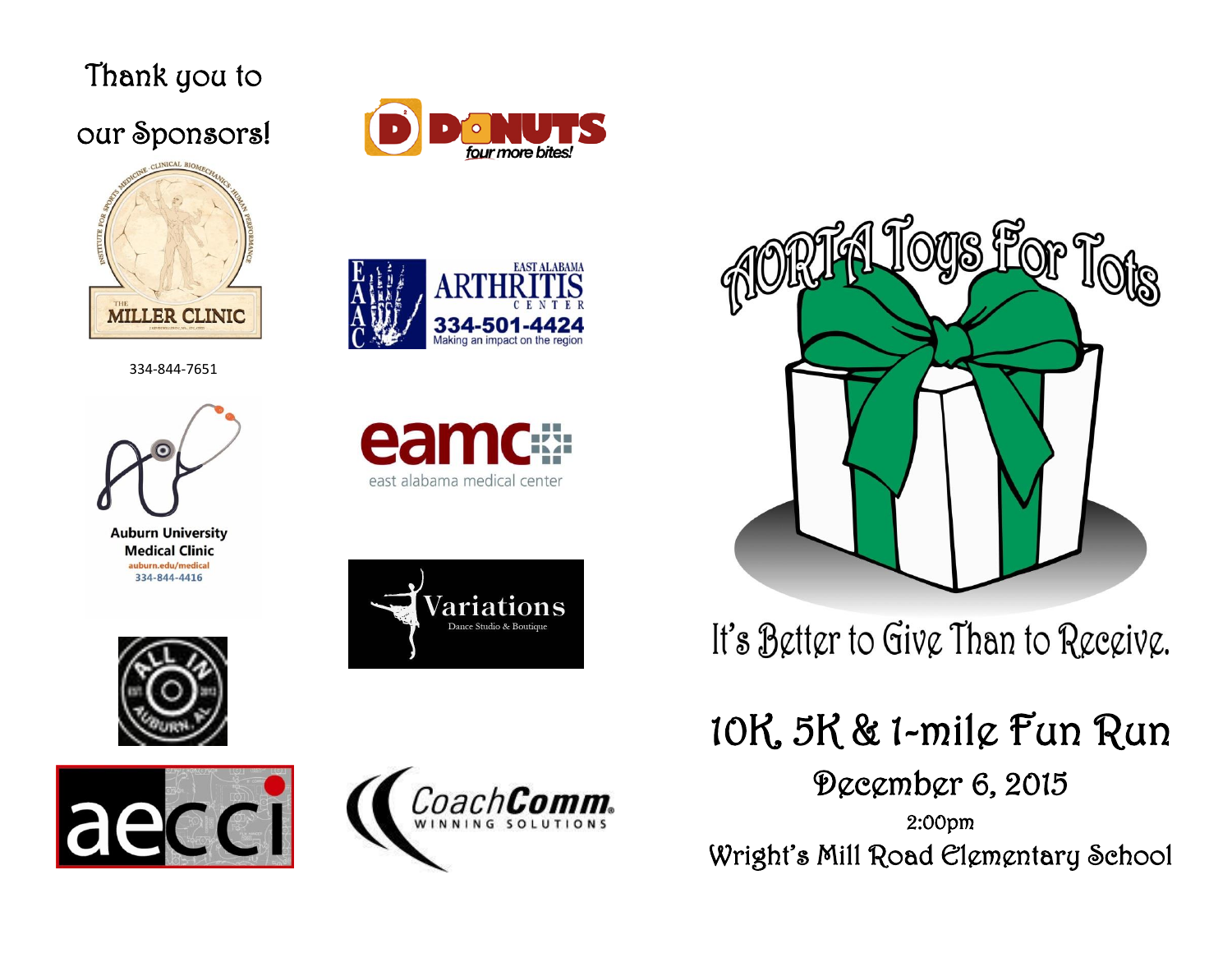Thank you to

our Sponsors!

THE MILLER CLINIC

334-844-7651

D2 DONUTS
four more bites!

EAST ALABAMA ARTHRITIS CENTER
334-501-4424
Making an impact on the region

eamc
east alabama medical center

Auburn University Medical Clinic
auburn.edu/medical
334-844-4416

Variations
Dance Studio & Boutique

ALL IN AUBURN, AL EST 2013

aecci

CoachComm
WINNING SOLUTIONS

# AORTA Toys For Tots

It's Better to Give Than to Receive.

## 10K, 5K & 1-mile Fun Run

### December 6, 2015

2:00pm

Wright's Mill Road Elementary School